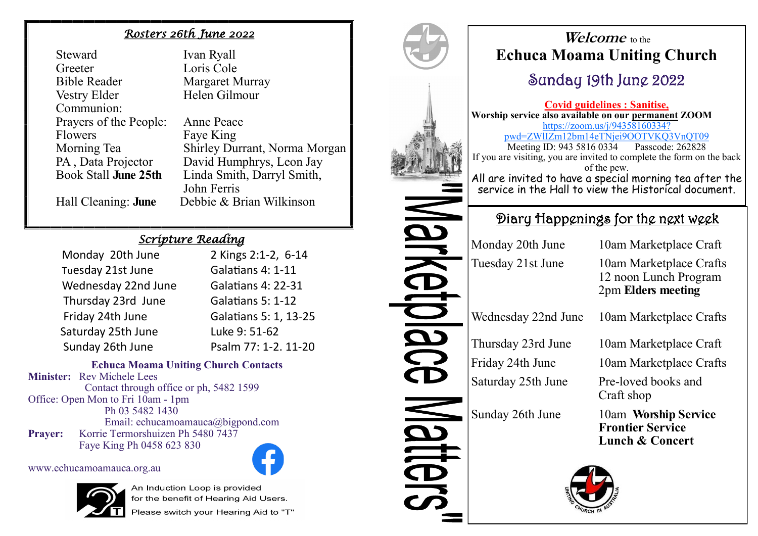## *Rosters 26th June 2022*

| | |
|---|---|
| Steward | Ivan Ryall |
| Greeter | Loris Cole |
| Bible Reader | Margaret Murray |
| Vestry Elder | Helen Gilmour |
| Communion: | |
| Prayers of the People: | Anne Peace |
| Flowers | Faye King |
| Morning Tea | Shirley Durrant, Norma Morgan |
| PA , Data Projector | David Humphrys, Leon Jay |
| Book Stall **June 25th** | Linda Smith, Darryl Smith, John Ferris |
| Hall Cleaning: **June** | Debbie & Brian Wilkinson |

## *Scripture Reading*

| | |
|---|---|
| Monday 20th June | 2 Kings 2:1-2, 6-14 |
| Tuesday 21st June | Galatians 4: 1-11 |
| Wednesday 22nd June | Galatians 4: 22-31 |
| Thursday 23rd June | Galatians 5: 1-12 |
| Friday 24th June | Galatians 5: 1, 13-25 |
| Saturday 25th June | Luke 9: 51-62 |
| Sunday 26th June | Psalm 77: 1-2. 11-20 |

**Echuca Moama Uniting Church Contacts**

**Minister:** Rev Michele Lees
Contact through office or ph, 5482 1599
Office: Open Mon to Fri 10am - 1pm
Ph 03 5482 1430
Email: echucamoamauca@bigpond.com
**Prayer:** Korrie Termorshuizen Ph 5480 7437
Faye King Ph 0458 623 830

www.echucamoamauca.org.au

An Induction Loop is provided for the benefit of Hearing Aid Users.
Please switch your Hearing Aid to "T"

"Marketplace Matters"

# *Welcome* to the Echuca Moama Uniting Church

## Sunday 19th June 2022

**Covid guidelines : Sanitise,**
**Worship service also available on our permanent ZOOM**
https://zoom.us/j/94358160334?pwd=ZWlIZm12bm14eTNjei9OOTVKQ3VnQT09
Meeting ID: 943 5816 0334 Passcode: 262828
If you are visiting, you are invited to complete the form on the back of the pew.
All are invited to have a special morning tea after the service in the Hall to view the Historical document.

## Diary Happenings for the next week

| | |
|---|---|
| Monday 20th June | 10am Marketplace Craft |
| Tuesday 21st June | 10am Marketplace Crafts<br>12 noon Lunch Program<br>2pm **Elders meeting** |
| Wednesday 22nd June | 10am Marketplace Crafts |
| Thursday 23rd June | 10am Marketplace Craft |
| Friday 24th June | 10am Marketplace Crafts |
| Saturday 25th June | Pre-loved books and Craft shop |
| Sunday 26th June | 10am **Worship Service**<br>**Frontier Service**<br>**Lunch & Concert** |

UNITING CHURCH IN AUSTRALIA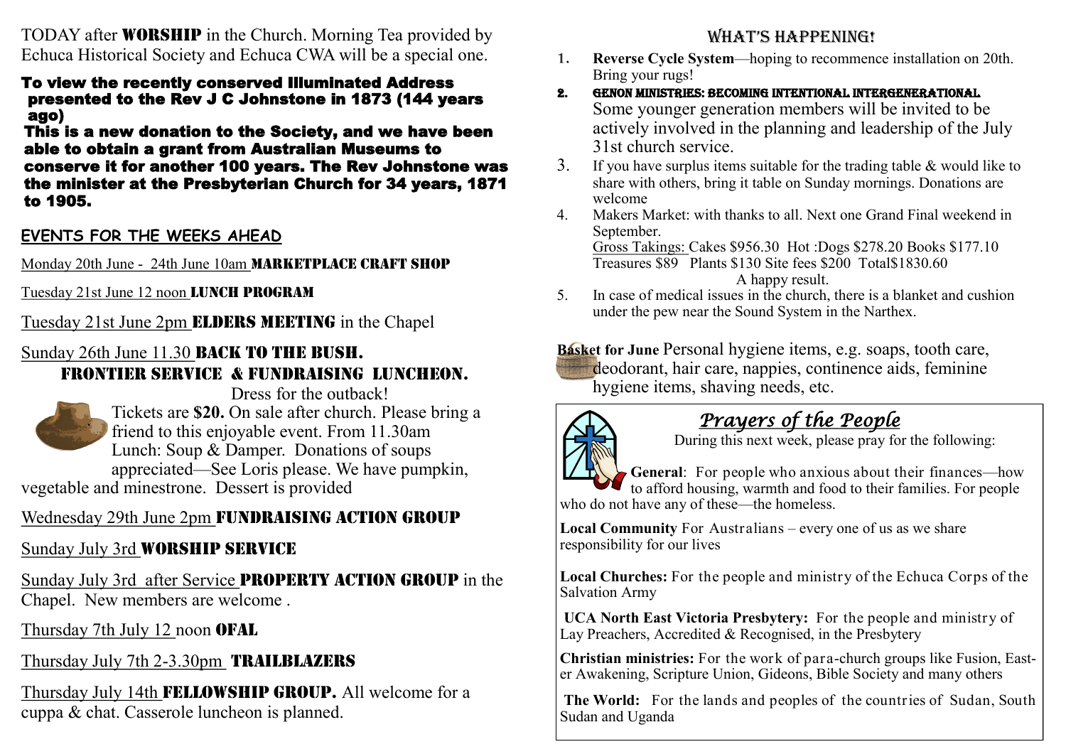TODAY after **WORSHIP** in the Church. Morning Tea provided by Echuca Historical Society and Echuca CWA will be a special one.

**To view the recently conserved Illuminated Address presented to the Rev J C Johnstone in 1873 (144 years ago)**
**This is a new donation to the Society, and we have been able to obtain a grant from Australian Museums to conserve it for another 100 years. The Rev Johnstone was the minister at the Presbyterian Church for 34 years, 1871 to 1905.**

## EVENTS FOR THE WEEKS AHEAD

Monday 20th June - 24th June 10am **MARKETPLACE CRAFT SHOP**

Tuesday 21st June 12 noon **LUNCH PROGRAM**

Tuesday 21st June 2pm **ELDERS MEETING** in the Chapel

Sunday 26th June 11.30 **BACK TO THE BUSH. FRONTIER SERVICE & FUNDRAISING LUNCHEON.**
Dress for the outback!
Tickets are **$20.** On sale after church. Please bring a friend to this enjoyable event. From 11.30am Lunch: Soup & Damper. Donations of soups appreciated—See Loris please. We have pumpkin, vegetable and minestrone. Dessert is provided

Wednesday 29th June 2pm **FUNDRAISING ACTION GROUP**

Sunday July 3rd **WORSHIP SERVICE**

Sunday July 3rd after Service **PROPERTY ACTION GROUP** in the Chapel. New members are welcome .

Thursday 7th July 12 noon **OFAL**

Thursday July 7th 2-3.30pm **TRAILBLAZERS**

Thursday July 14th **FELLOWSHIP GROUP.** All welcome for a cuppa & chat. Casserole luncheon is planned.

## WHAT'S HAPPENING!

1. **Reverse Cycle System**—hoping to recommence installation on 20th. Bring your rugs!
2. **GENON MINISTRIES: BECOMING INTENTIONAL INTERGENERATIONAL** Some younger generation members will be invited to be actively involved in the planning and leadership of the July 31st church service.
3. If you have surplus items suitable for the trading table & would like to share with others, bring it table on Sunday mornings. Donations are welcome
4. Makers Market: with thanks to all. Next one Grand Final weekend in September.
   Gross Takings: Cakes $956.30 Hot :Dogs $278.20 Books $177.10 Treasures $89 Plants $130 Site fees $200 Total$1830.60
   A happy result.
5. In case of medical issues in the church, there is a blanket and cushion under the pew near the Sound System in the Narthex.

**Basket for June** Personal hygiene items, e.g. soaps, tooth care, deodorant, hair care, nappies, continence aids, feminine hygiene items, shaving needs, etc.

## *Prayers of the People*

During this next week, please pray for the following:

**General**: For people who anxious about their finances—how to afford housing, warmth and food to their families. For people who do not have any of these—the homeless.

**Local Community** For Australians – every one of us as we share responsibility for our lives

**Local Churches:** For the people and ministry of the Echuca Corps of the Salvation Army

**UCA North East Victoria Presbytery:** For the people and ministry of Lay Preachers, Accredited & Recognised, in the Presbytery

**Christian ministries:** For the work of para-church groups like Fusion, Easter Awakening, Scripture Union, Gideons, Bible Society and many others

**The World:** For the lands and peoples of the countries of Sudan, South Sudan and Uganda